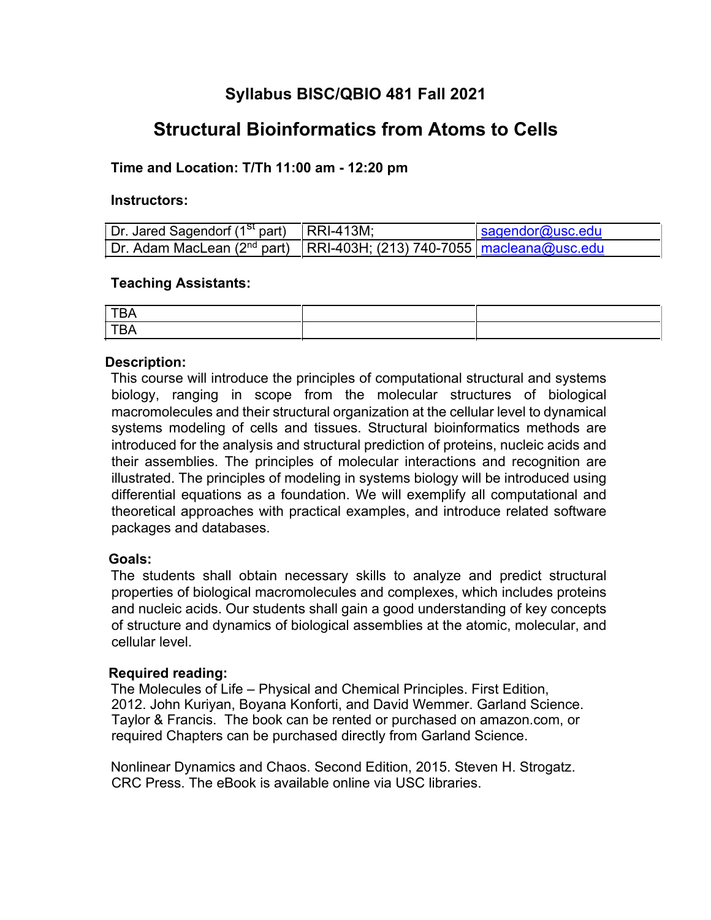# Syllabus BISC/QBIO 481 Fall 2021

## Structural Bioinformatics from Atoms to Cells

**Time and Location: T/Th 11:00 am - 12:20 pm**

**Instructors:**

| | | |
|---|---|---|
| Dr. Jared Sagendorf (1st part) | RRI-413M; | sagendor@usc.edu |
| Dr. Adam MacLean (2nd part) | RRI-403H; (213) 740-7055 | macleana@usc.edu |

**Teaching Assistants:**

| | | |
|---|---|---|
| TBA | | |
| TBA | | |

**Description:**

This course will introduce the principles of computational structural and systems biology, ranging in scope from the molecular structures of biological macromolecules and their structural organization at the cellular level to dynamical systems modeling of cells and tissues. Structural bioinformatics methods are introduced for the analysis and structural prediction of proteins, nucleic acids and their assemblies. The principles of molecular interactions and recognition are illustrated. The principles of modeling in systems biology will be introduced using differential equations as a foundation. We will exemplify all computational and theoretical approaches with practical examples, and introduce related software packages and databases.

**Goals:**

The students shall obtain necessary skills to analyze and predict structural properties of biological macromolecules and complexes, which includes proteins and nucleic acids. Our students shall gain a good understanding of key concepts of structure and dynamics of biological assemblies at the atomic, molecular, and cellular level.

**Required reading:**

The Molecules of Life – Physical and Chemical Principles. First Edition, 2012. John Kuriyan, Boyana Konforti, and David Wemmer. Garland Science. Taylor & Francis. The book can be rented or purchased on amazon.com, or required Chapters can be purchased directly from Garland Science.

Nonlinear Dynamics and Chaos. Second Edition, 2015. Steven H. Strogatz. CRC Press. The eBook is available online via USC libraries.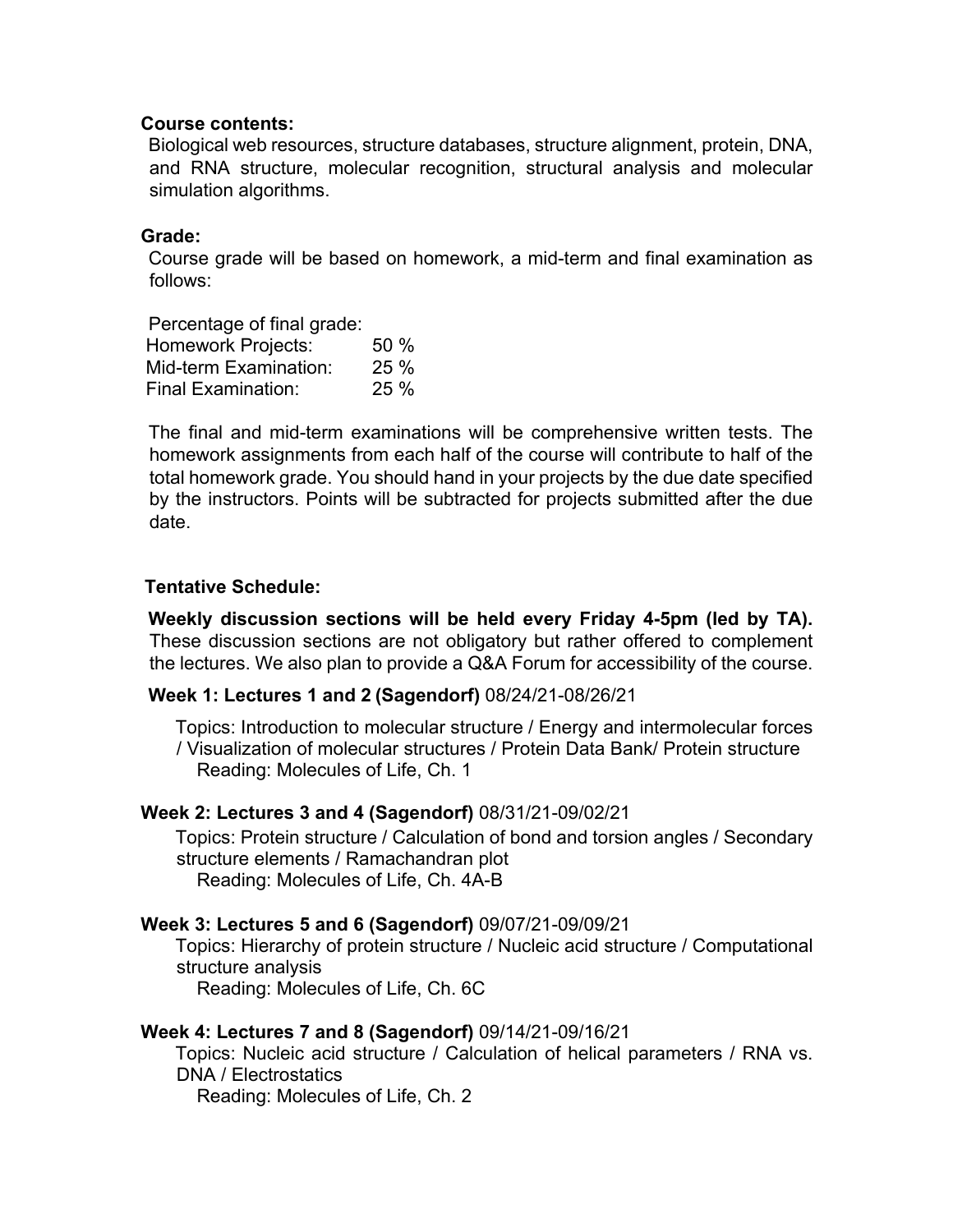**Course contents:**

Biological web resources, structure databases, structure alignment, protein, DNA, and RNA structure, molecular recognition, structural analysis and molecular simulation algorithms.

**Grade:**

Course grade will be based on homework, a mid-term and final examination as follows:

Percentage of final grade:

| | |
|---|---|
| Homework Projects: | 50 % |
| Mid-term Examination: | 25 % |
| Final Examination: | 25 % |

The final and mid-term examinations will be comprehensive written tests. The homework assignments from each half of the course will contribute to half of the total homework grade. You should hand in your projects by the due date specified by the instructors. Points will be subtracted for projects submitted after the due date.

**Tentative Schedule:**

**Weekly discussion sections will be held every Friday 4-5pm (led by TA).** These discussion sections are not obligatory but rather offered to complement the lectures. We also plan to provide a Q&A Forum for accessibility of the course.

**Week 1: Lectures 1 and 2 (Sagendorf)** 08/24/21-08/26/21

Topics: Introduction to molecular structure / Energy and intermolecular forces / Visualization of molecular structures / Protein Data Bank/ Protein structure

Reading: Molecules of Life, Ch. 1

**Week 2: Lectures 3 and 4 (Sagendorf)** 08/31/21-09/02/21

Topics: Protein structure / Calculation of bond and torsion angles / Secondary structure elements / Ramachandran plot

Reading: Molecules of Life, Ch. 4A-B

**Week 3: Lectures 5 and 6 (Sagendorf)** 09/07/21-09/09/21

Topics: Hierarchy of protein structure / Nucleic acid structure / Computational structure analysis

Reading: Molecules of Life, Ch. 6C

**Week 4: Lectures 7 and 8 (Sagendorf)** 09/14/21-09/16/21

Topics: Nucleic acid structure / Calculation of helical parameters / RNA vs. DNA / Electrostatics

Reading: Molecules of Life, Ch. 2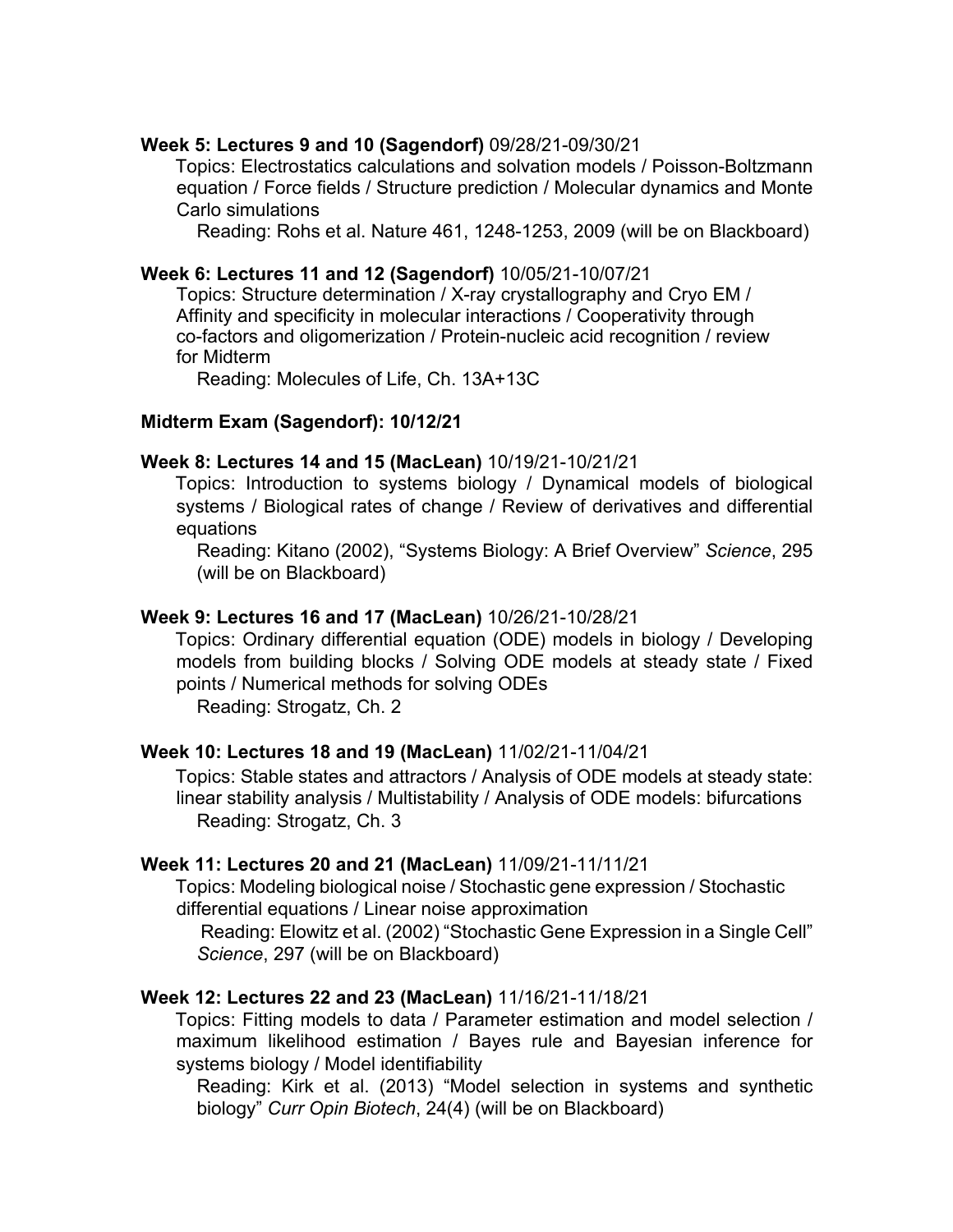**Week 5: Lectures 9 and 10 (Sagendorf)** 09/28/21-09/30/21

Topics: Electrostatics calculations and solvation models / Poisson-Boltzmann equation / Force fields / Structure prediction / Molecular dynamics and Monte Carlo simulations

Reading: Rohs et al. Nature 461, 1248-1253, 2009 (will be on Blackboard)

**Week 6: Lectures 11 and 12 (Sagendorf)** 10/05/21-10/07/21

Topics: Structure determination / X-ray crystallography and Cryo EM / Affinity and specificity in molecular interactions / Cooperativity through co-factors and oligomerization / Protein-nucleic acid recognition / review for Midterm

Reading: Molecules of Life, Ch. 13A+13C

**Midterm Exam (Sagendorf): 10/12/21**

**Week 8: Lectures 14 and 15 (MacLean)** 10/19/21-10/21/21

Topics: Introduction to systems biology / Dynamical models of biological systems / Biological rates of change / Review of derivatives and differential equations

Reading: Kitano (2002), "Systems Biology: A Brief Overview" *Science*, 295 (will be on Blackboard)

**Week 9: Lectures 16 and 17 (MacLean)** 10/26/21-10/28/21

Topics: Ordinary differential equation (ODE) models in biology / Developing models from building blocks / Solving ODE models at steady state / Fixed points / Numerical methods for solving ODEs

Reading: Strogatz, Ch. 2

**Week 10: Lectures 18 and 19 (MacLean)** 11/02/21-11/04/21

Topics: Stable states and attractors / Analysis of ODE models at steady state: linear stability analysis / Multistability / Analysis of ODE models: bifurcations

Reading: Strogatz, Ch. 3

**Week 11: Lectures 20 and 21 (MacLean)** 11/09/21-11/11/21

Topics: Modeling biological noise / Stochastic gene expression / Stochastic differential equations / Linear noise approximation

Reading: Elowitz et al. (2002) "Stochastic Gene Expression in a Single Cell" *Science*, 297 (will be on Blackboard)

**Week 12: Lectures 22 and 23 (MacLean)** 11/16/21-11/18/21

Topics: Fitting models to data / Parameter estimation and model selection / maximum likelihood estimation / Bayes rule and Bayesian inference for systems biology / Model identifiability

Reading: Kirk et al. (2013) "Model selection in systems and synthetic biology" *Curr Opin Biotech*, 24(4) (will be on Blackboard)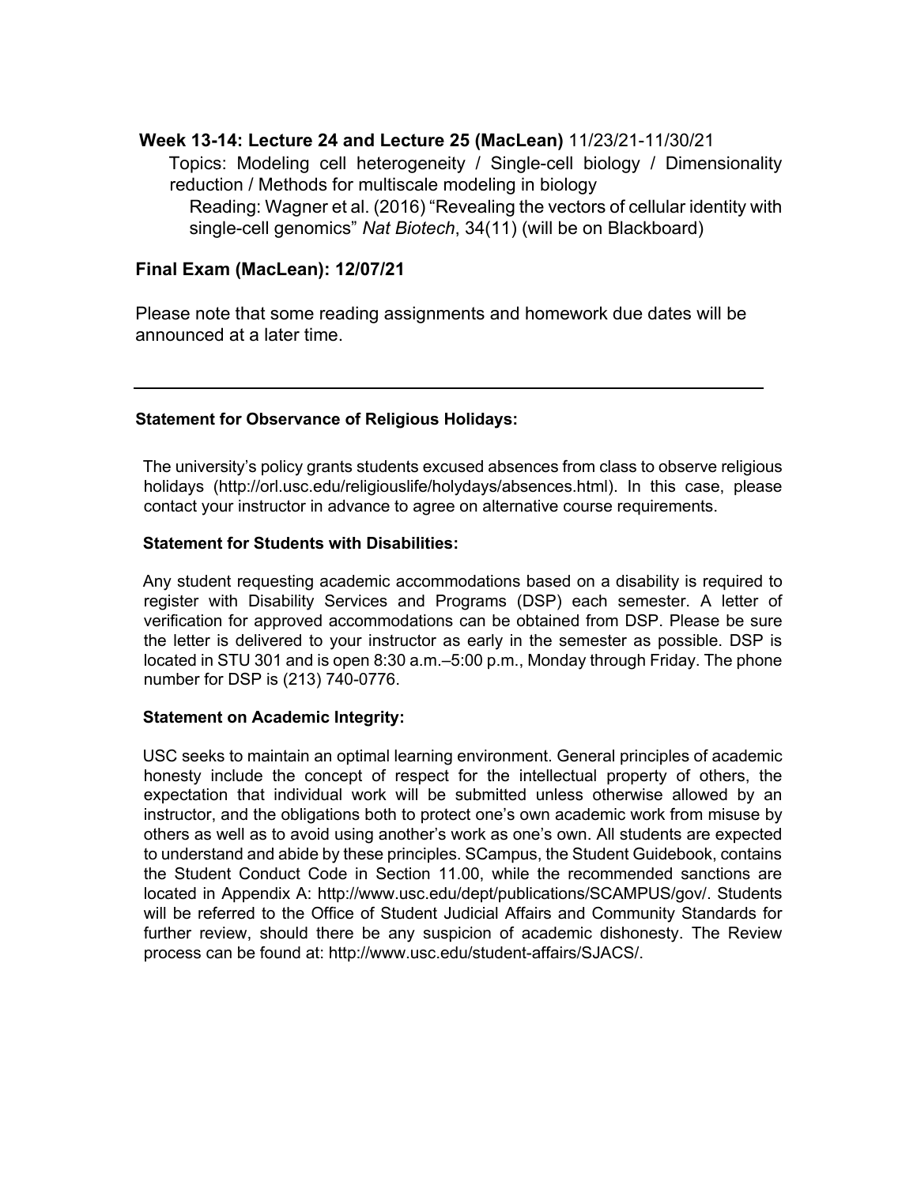**Week 13-14: Lecture 24 and Lecture 25 (MacLean)** 11/23/21-11/30/21

Topics: Modeling cell heterogeneity / Single-cell biology / Dimensionality reduction / Methods for multiscale modeling in biology

Reading: Wagner et al. (2016) "Revealing the vectors of cellular identity with single-cell genomics" *Nat Biotech*, 34(11) (will be on Blackboard)

**Final Exam (MacLean): 12/07/21**

Please note that some reading assignments and homework due dates will be announced at a later time.

---

**Statement for Observance of Religious Holidays:**

The university's policy grants students excused absences from class to observe religious holidays (http://orl.usc.edu/religiouslife/holydays/absences.html). In this case, please contact your instructor in advance to agree on alternative course requirements.

**Statement for Students with Disabilities:**

Any student requesting academic accommodations based on a disability is required to register with Disability Services and Programs (DSP) each semester. A letter of verification for approved accommodations can be obtained from DSP. Please be sure the letter is delivered to your instructor as early in the semester as possible. DSP is located in STU 301 and is open 8:30 a.m.–5:00 p.m., Monday through Friday. The phone number for DSP is (213) 740-0776.

**Statement on Academic Integrity:**

USC seeks to maintain an optimal learning environment. General principles of academic honesty include the concept of respect for the intellectual property of others, the expectation that individual work will be submitted unless otherwise allowed by an instructor, and the obligations both to protect one's own academic work from misuse by others as well as to avoid using another's work as one's own. All students are expected to understand and abide by these principles. SCampus, the Student Guidebook, contains the Student Conduct Code in Section 11.00, while the recommended sanctions are located in Appendix A: http://www.usc.edu/dept/publications/SCAMPUS/gov/. Students will be referred to the Office of Student Judicial Affairs and Community Standards for further review, should there be any suspicion of academic dishonesty. The Review process can be found at: http://www.usc.edu/student-affairs/SJACS/.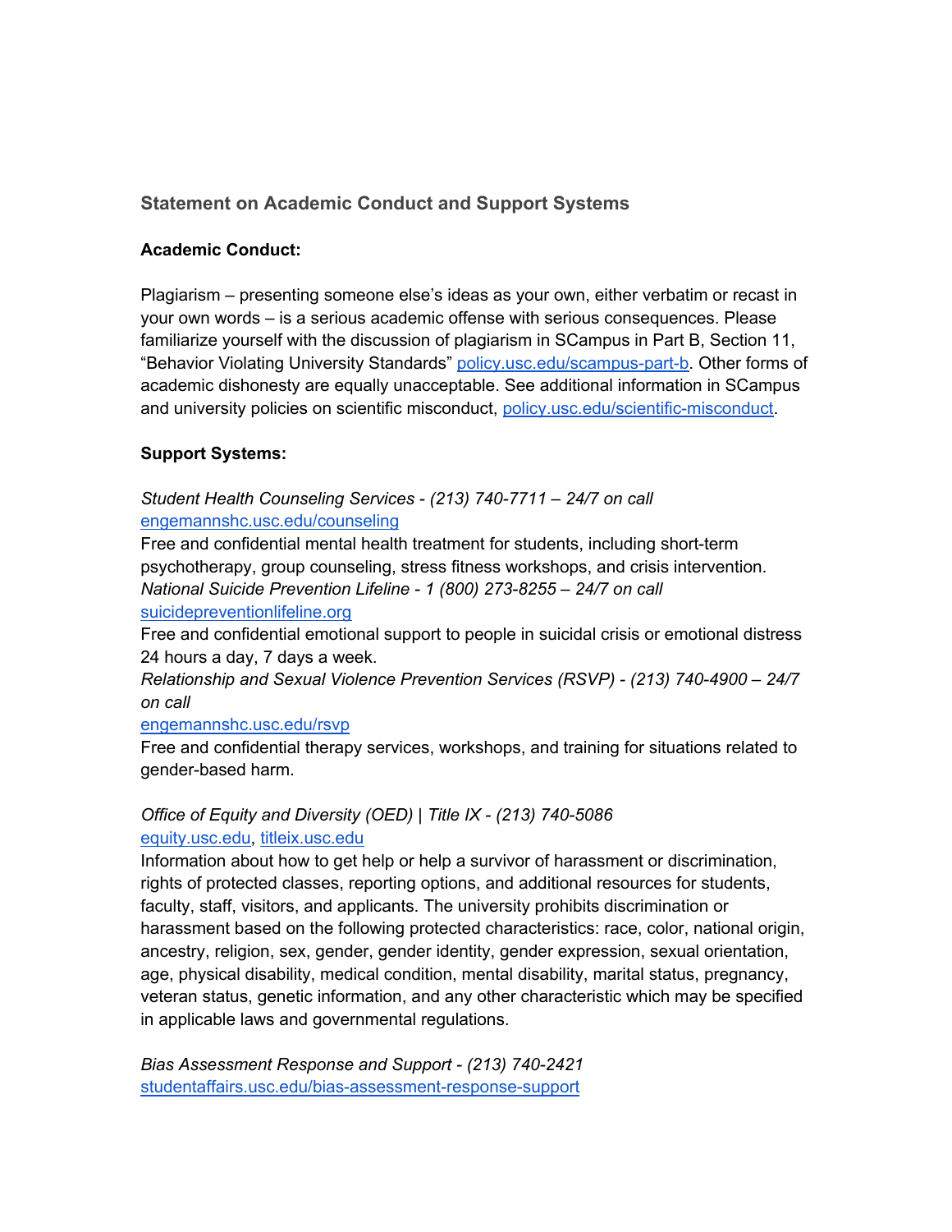## Statement on Academic Conduct and Support Systems

**Academic Conduct:**

Plagiarism – presenting someone else's ideas as your own, either verbatim or recast in your own words – is a serious academic offense with serious consequences. Please familiarize yourself with the discussion of plagiarism in SCampus in Part B, Section 11, "Behavior Violating University Standards" policy.usc.edu/scampus-part-b. Other forms of academic dishonesty are equally unacceptable. See additional information in SCampus and university policies on scientific misconduct, policy.usc.edu/scientific-misconduct.

**Support Systems:**

*Student Health Counseling Services - (213) 740-7711 – 24/7 on call*
engemannshc.usc.edu/counseling
Free and confidential mental health treatment for students, including short-term psychotherapy, group counseling, stress fitness workshops, and crisis intervention.
*National Suicide Prevention Lifeline - 1 (800) 273-8255 – 24/7 on call*
suicidepreventionlifeline.org
Free and confidential emotional support to people in suicidal crisis or emotional distress 24 hours a day, 7 days a week.
*Relationship and Sexual Violence Prevention Services (RSVP) - (213) 740-4900 – 24/7 on call*
engemannshc.usc.edu/rsvp
Free and confidential therapy services, workshops, and training for situations related to gender-based harm.

*Office of Equity and Diversity (OED) | Title IX - (213) 740-5086*
equity.usc.edu, titleix.usc.edu
Information about how to get help or help a survivor of harassment or discrimination, rights of protected classes, reporting options, and additional resources for students, faculty, staff, visitors, and applicants. The university prohibits discrimination or harassment based on the following protected characteristics: race, color, national origin, ancestry, religion, sex, gender, gender identity, gender expression, sexual orientation, age, physical disability, medical condition, mental disability, marital status, pregnancy, veteran status, genetic information, and any other characteristic which may be specified in applicable laws and governmental regulations.

*Bias Assessment Response and Support - (213) 740-2421*
studentaffairs.usc.edu/bias-assessment-response-support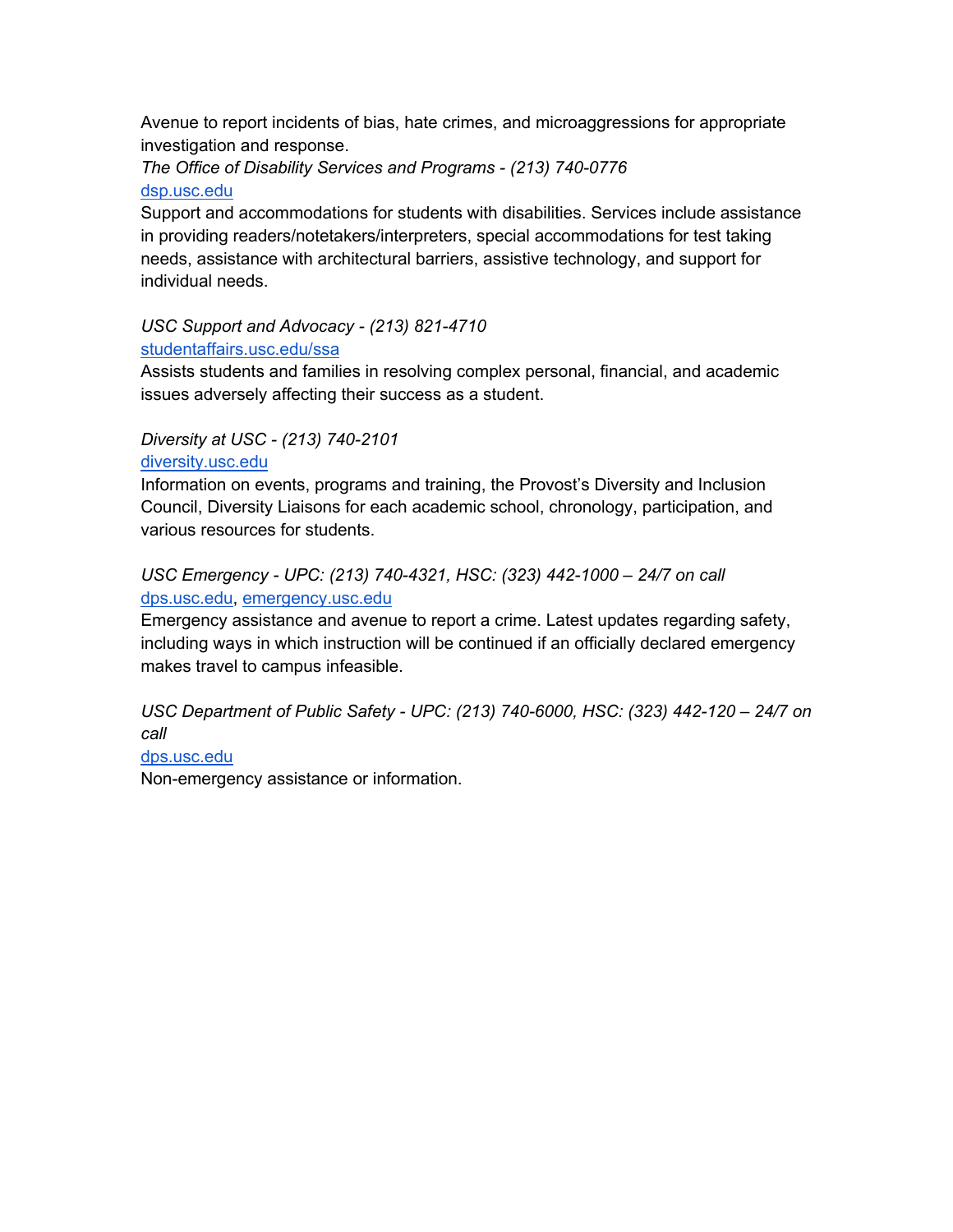Avenue to report incidents of bias, hate crimes, and microaggressions for appropriate investigation and response.

*The Office of Disability Services and Programs - (213) 740-0776*
[dsp.usc.edu](dsp.usc.edu)
Support and accommodations for students with disabilities. Services include assistance in providing readers/notetakers/interpreters, special accommodations for test taking needs, assistance with architectural barriers, assistive technology, and support for individual needs.

*USC Support and Advocacy - (213) 821-4710*
[studentaffairs.usc.edu/ssa](studentaffairs.usc.edu/ssa)
Assists students and families in resolving complex personal, financial, and academic issues adversely affecting their success as a student.

*Diversity at USC - (213) 740-2101*
[diversity.usc.edu](diversity.usc.edu)
Information on events, programs and training, the Provost's Diversity and Inclusion Council, Diversity Liaisons for each academic school, chronology, participation, and various resources for students.

*USC Emergency - UPC: (213) 740-4321, HSC: (323) 442-1000 – 24/7 on call*
[dps.usc.edu](dps.usc.edu), [emergency.usc.edu](emergency.usc.edu)
Emergency assistance and avenue to report a crime. Latest updates regarding safety, including ways in which instruction will be continued if an officially declared emergency makes travel to campus infeasible.

*USC Department of Public Safety - UPC: (213) 740-6000, HSC: (323) 442-120 – 24/7 on call*
[dps.usc.edu](dps.usc.edu)
Non-emergency assistance or information.